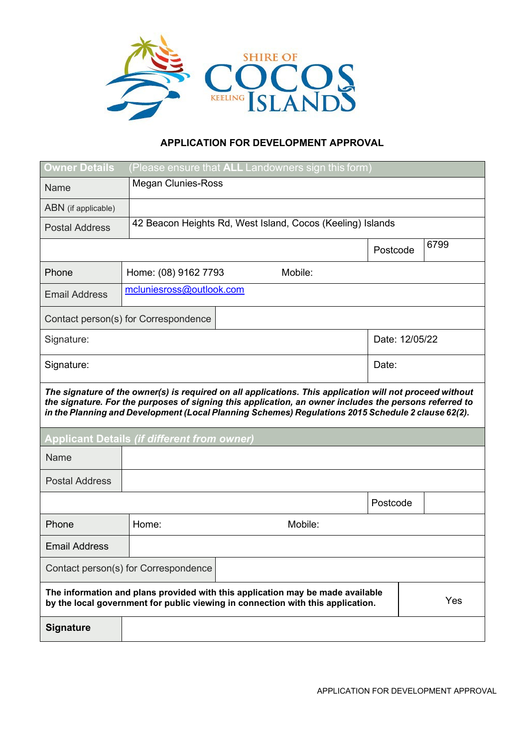SHIRE OF COCOS KEELING ISLANDS

## APPLICATION FOR DEVELOPMENT APPROVAL

| **Owner Details** (Please ensure that **ALL** Landowners sign this form) | | | |
|---|---|---|---|
| Name | Megan Clunies-Ross | | |
| ABN (if applicable) | | | |
| Postal Address | 42 Beacon Heights Rd, West Island, Cocos (Keeling) Islands | | |
| | | Postcode | 6799 |
| Phone | Home: (08) 9162 7793 Mobile: | | |
| Email Address | mcluniesross@outlook.com | | |
| Contact person(s) for Correspondence | | | |
| Signature: | | Date: 12/05/22 | |
| Signature: | | Date: | |

***The signature of the owner(s) is required on all applications. This application will not proceed without the signature. For the purposes of signing this application, an owner includes the persons referred to in the Planning and Development (Local Planning Schemes) Regulations 2015 Schedule 2 clause 62(2).***

| **Applicant Details** *(if different from owner)* | | | |
|---|---|---|---|
| Name | | | |
| Postal Address | | | |
| | | Postcode | |
| Phone | Home: Mobile: | | |
| Email Address | | | |
| Contact person(s) for Correspondence | | | |
| **The information and plans provided with this application may be made available by the local government for public viewing in connection with this application.** | | Yes | |
| **Signature** | | | |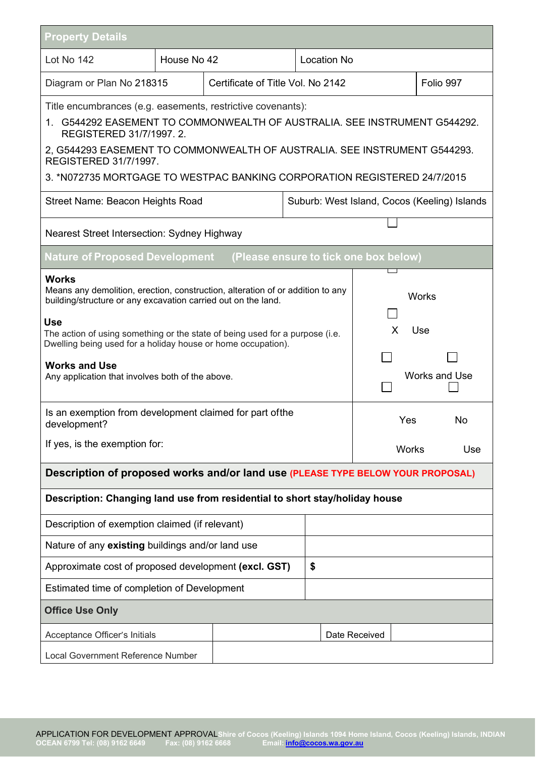## Property Details

| Lot No 142 | House No 42 | Location No |
|---|---|---|
| Diagram or Plan No 218315 | Certificate of Title Vol. No 2142 | Folio 997 |

Title encumbrances (e.g. easements, restrictive covenants):

1. G544292 EASEMENT TO COMMONWEALTH OF AUSTRALIA. SEE INSTRUMENT G544292. REGISTERED 31/7/1997. 2.

2, G544293 EASEMENT TO COMMONWEALTH OF AUSTRALIA. SEE INSTRUMENT G544293. REGISTERED 31/7/1997.

3. *N072735 MORTGAGE TO WESTPAC BANKING CORPORATION REGISTERED 24/7/2015

| Street Name: Beacon Heights Road | Suburb: West Island, Cocos (Keeling) Islands |
|---|---|

Nearest Street Intersection: Sydney Highway

## Nature of Proposed Development (Please ensure to tick one box below)

| Description | Selection |
|---|---|
| **Works**<br>Means any demolition, erection, construction, alteration of or addition to any building/structure or any excavation carried out on the land. | ☐ Works |
| **Use**<br>The action of using something or the state of being used for a purpose (i.e. Dwelling being used for a holiday house or home occupation). | X Use |
| **Works and Use**<br>Any application that involves both of the above. | ☐ Works and Use |
| Is an exemption from development claimed for part ofthe development? | ☐ Yes ☐ No |
| If yes, is the exemption for: | ☐ Works ☐ Use |

## Description of proposed works and/or land use (PLEASE TYPE BELOW YOUR PROPOSAL)

**Description: Changing land use from residential to short stay/holiday house**

| Description of exemption claimed (if relevant) | |
|---|---|
| Nature of any **existing** buildings and/or land use | |
| Approximate cost of proposed development **(excl. GST)** | **$** |
| Estimated time of completion of Development | |

## Office Use Only

| Acceptance Officer's Initials | | Date Received | |
|---|---|---|---|
| Local Government Reference Number | | | |

APPLICATION FOR DEVELOPMENT APPROVAL Shire of Cocos (Keeling) Islands 1094 Home Island, Cocos (Keeling) Islands, INDIAN OCEAN 6799 Tel: (08) 9162 6649 Fax: (08) 9162 6668 Email: info@cocos.wa.gov.au